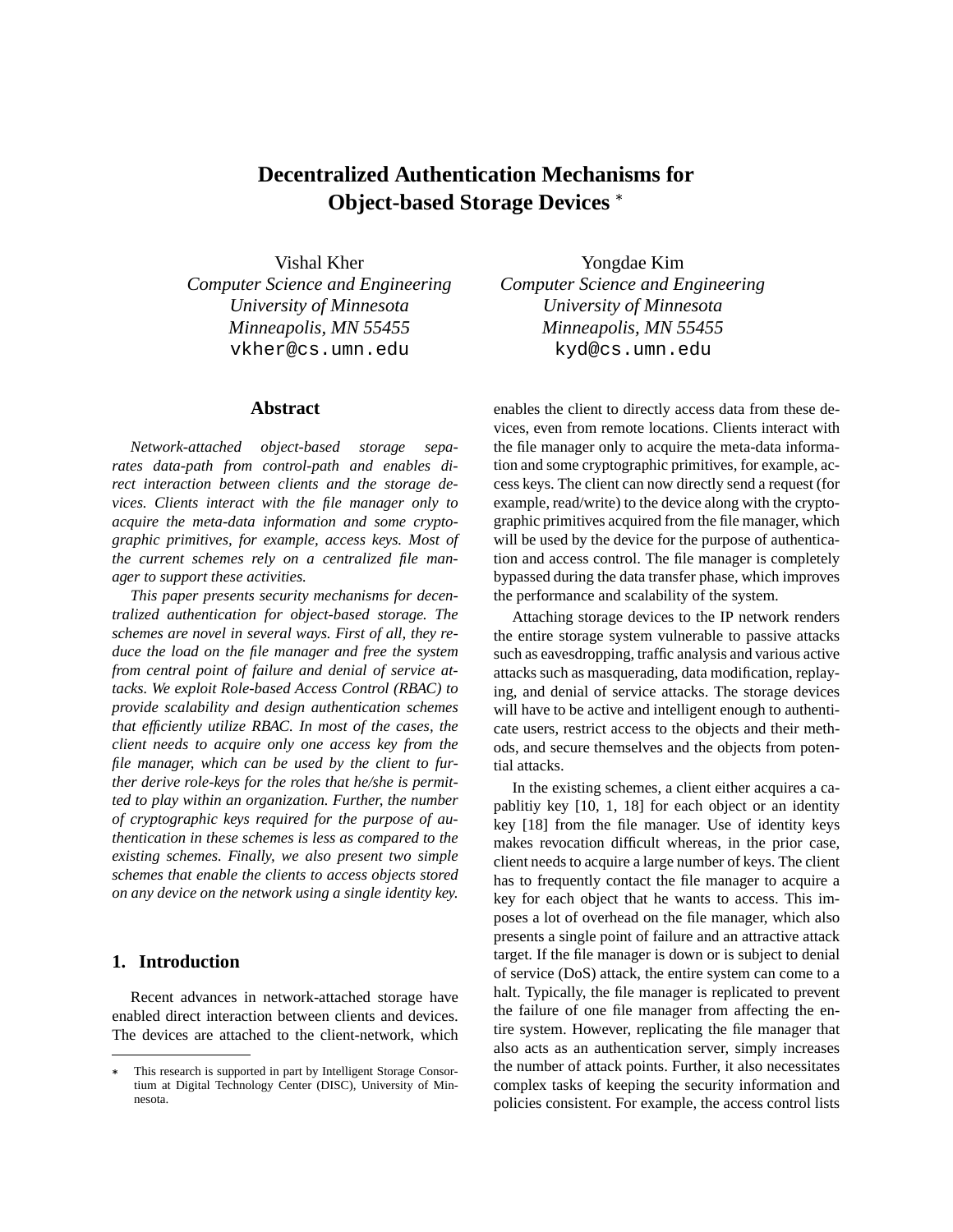# Decentralized Authentication Mechanisms for Object-based Storage Devices *

Vishal Kher
*Computer Science and Engineering*
*University of Minnesota*
*Minneapolis, MN 55455*
vkher@cs.umn.edu

Yongdae Kim
*Computer Science and Engineering*
*University of Minnesota*
*Minneapolis, MN 55455*
kyd@cs.umn.edu

## Abstract

*Network-attached object-based storage separates data-path from control-path and enables direct interaction between clients and the storage devices. Clients interact with the file manager only to acquire the meta-data information and some cryptographic primitives, for example, access keys. Most of the current schemes rely on a centralized file manager to support these activities.*

*This paper presents security mechanisms for decentralized authentication for object-based storage. The schemes are novel in several ways. First of all, they reduce the load on the file manager and free the system from central point of failure and denial of service attacks. We exploit Role-based Access Control (RBAC) to provide scalability and design authentication schemes that efficiently utilize RBAC. In most of the cases, the client needs to acquire only one access key from the file manager, which can be used by the client to further derive role-keys for the roles that he/she is permitted to play within an organization. Further, the number of cryptographic keys required for the purpose of authentication in these schemes is less as compared to the existing schemes. Finally, we also present two simple schemes that enable the clients to access objects stored on any device on the network using a single identity key.*

## 1. Introduction

Recent advances in network-attached storage have enabled direct interaction between clients and devices. The devices are attached to the client-network, which enables the client to directly access data from these devices, even from remote locations. Clients interact with the file manager only to acquire the meta-data information and some cryptographic primitives, for example, access keys. The client can now directly send a request (for example, read/write) to the device along with the cryptographic primitives acquired from the file manager, which will be used by the device for the purpose of authentication and access control. The file manager is completely bypassed during the data transfer phase, which improves the performance and scalability of the system.

Attaching storage devices to the IP network renders the entire storage system vulnerable to passive attacks such as eavesdropping, traffic analysis and various active attacks such as masquerading, data modification, replaying, and denial of service attacks. The storage devices will have to be active and intelligent enough to authenticate users, restrict access to the objects and their methods, and secure themselves and the objects from potential attacks.

In the existing schemes, a client either acquires a capablitiy key [10, 1, 18] for each object or an identity key [18] from the file manager. Use of identity keys makes revocation difficult whereas, in the prior case, client needs to acquire a large number of keys. The client has to frequently contact the file manager to acquire a key for each object that he wants to access. This imposes a lot of overhead on the file manager, which also presents a single point of failure and an attractive attack target. If the file manager is down or is subject to denial of service (DoS) attack, the entire system can come to a halt. Typically, the file manager is replicated to prevent the failure of one file manager from affecting the entire system. However, replicating the file manager that also acts as an authentication server, simply increases the number of attack points. Further, it also necessitates complex tasks of keeping the security information and policies consistent. For example, the access control lists

* This research is supported in part by Intelligent Storage Consortium at Digital Technology Center (DISC), University of Minnesota.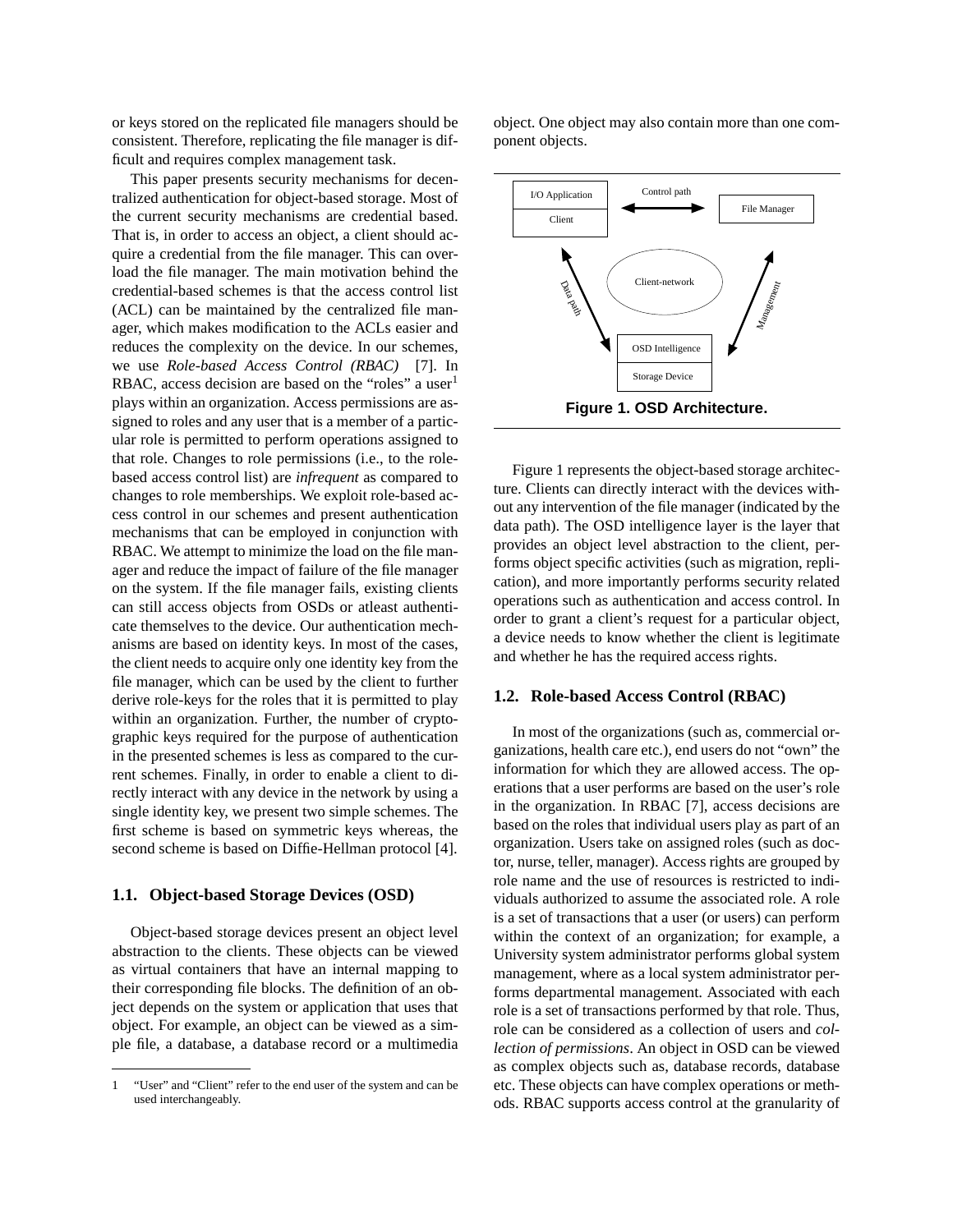or keys stored on the replicated file managers should be consistent. Therefore, replicating the file manager is difficult and requires complex management task.

This paper presents security mechanisms for decentralized authentication for object-based storage. Most of the current security mechanisms are credential based. That is, in order to access an object, a client should acquire a credential from the file manager. This can overload the file manager. The main motivation behind the credential-based schemes is that the access control list (ACL) can be maintained by the centralized file manager, which makes modification to the ACLs easier and reduces the complexity on the device. In our schemes, we use *Role-based Access Control (RBAC)* [7]. In RBAC, access decision are based on the "roles" a user[1] plays within an organization. Access permissions are assigned to roles and any user that is a member of a particular role is permitted to perform operations assigned to that role. Changes to role permissions (i.e., to the role-based access control list) are *infrequent* as compared to changes to role memberships. We exploit role-based access control in our schemes and present authentication mechanisms that can be employed in conjunction with RBAC. We attempt to minimize the load on the file manager and reduce the impact of failure of the file manager on the system. If the file manager fails, existing clients can still access objects from OSDs or atleast authenticate themselves to the device. Our authentication mechanisms are based on identity keys. In most of the cases, the client needs to acquire only one identity key from the file manager, which can be used by the client to further derive role-keys for the roles that it is permitted to play within an organization. Further, the number of cryptographic keys required for the purpose of authentication in the presented schemes is less as compared to the current schemes. Finally, in order to enable a client to directly interact with any device in the network by using a single identity key, we present two simple schemes. The first scheme is based on symmetric keys whereas, the second scheme is based on Diffie-Hellman protocol [4].

### 1.1. Object-based Storage Devices (OSD)

Object-based storage devices present an object level abstraction to the clients. These objects can be viewed as virtual containers that have an internal mapping to their corresponding file blocks. The definition of an object depends on the system or application that uses that object. For example, an object can be viewed as a simple file, a database, a database record or a multimedia object. One object may also contain more than one component objects.

**Figure 1. OSD Architecture.**

Figure 1 represents the object-based storage architecture. Clients can directly interact with the devices without any intervention of the file manager (indicated by the data path). The OSD intelligence layer is the layer that provides an object level abstraction to the client, performs object specific activities (such as migration, replication), and more importantly performs security related operations such as authentication and access control. In order to grant a client's request for a particular object, a device needs to know whether the client is legitimate and whether he has the required access rights.

### 1.2. Role-based Access Control (RBAC)

In most of the organizations (such as, commercial organizations, health care etc.), end users do not "own" the information for which they are allowed access. The operations that a user performs are based on the user's role in the organization. In RBAC [7], access decisions are based on the roles that individual users play as part of an organization. Users take on assigned roles (such as doctor, nurse, teller, manager). Access rights are grouped by role name and the use of resources is restricted to individuals authorized to assume the associated role. A role is a set of transactions that a user (or users) can perform within the context of an organization; for example, a University system administrator performs global system management, where as a local system administrator performs departmental management. Associated with each role is a set of transactions performed by that role. Thus, role can be considered as a collection of users and *collection of permissions*. An object in OSD can be viewed as complex objects such as, database records, database etc. These objects can have complex operations or methods. RBAC supports access control at the granularity of

---

[1] "User" and "Client" refer to the end user of the system and can be used interchangeably.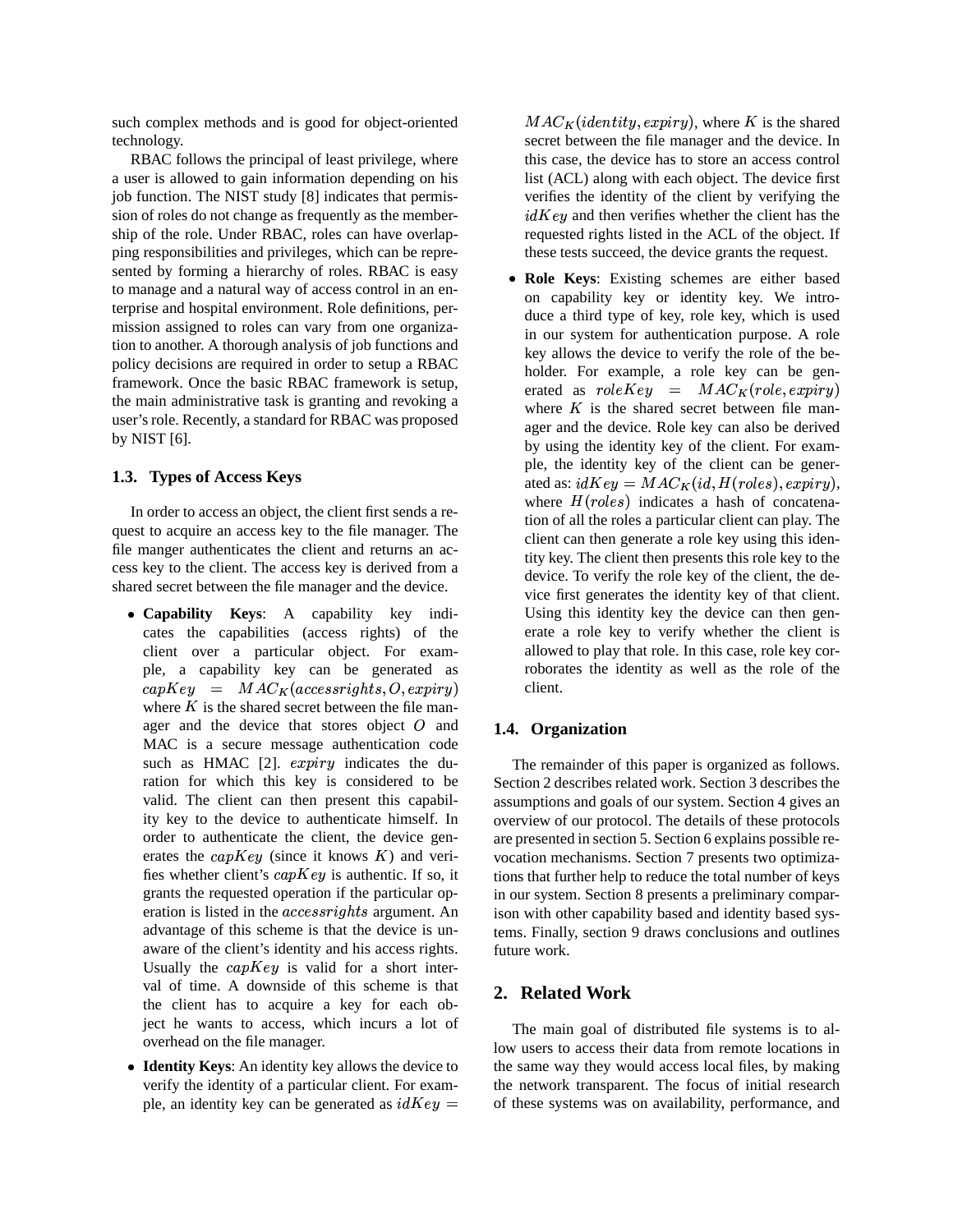such complex methods and is good for object-oriented technology.

RBAC follows the principal of least privilege, where a user is allowed to gain information depending on his job function. The NIST study [8] indicates that permission of roles do not change as frequently as the membership of the role. Under RBAC, roles can have overlapping responsibilities and privileges, which can be represented by forming a hierarchy of roles. RBAC is easy to manage and a natural way of access control in an enterprise and hospital environment. Role definitions, permission assigned to roles can vary from one organization to another. A thorough analysis of job functions and policy decisions are required in order to setup a RBAC framework. Once the basic RBAC framework is setup, the main administrative task is granting and revoking a user's role. Recently, a standard for RBAC was proposed by NIST [6].

### 1.3. Types of Access Keys

In order to access an object, the client first sends a request to acquire an access key to the file manager. The file manger authenticates the client and returns an access key to the client. The access key is derived from a shared secret between the file manager and the device.

- **Capability Keys**: A capability key indicates the capabilities (access rights) of the client over a particular object. For example, a capability key can be generated as $capKey = MAC_K(accessrights, O, expiry)$ where $K$ is the shared secret between the file manager and the device that stores object $O$ and MAC is a secure message authentication code such as HMAC [2]. $expiry$ indicates the duration for which this key is considered to be valid. The client can then present this capability key to the device to authenticate himself. In order to authenticate the client, the device generates the $capKey$ (since it knows $K$) and verifies whether client's $capKey$ is authentic. If so, it grants the requested operation if the particular operation is listed in the $accessrights$ argument. An advantage of this scheme is that the device is unaware of the client's identity and his access rights. Usually the $capKey$ is valid for a short interval of time. A downside of this scheme is that the client has to acquire a key for each object he wants to access, which incurs a lot of overhead on the file manager.
- **Identity Keys**: An identity key allows the device to verify the identity of a particular client. For example, an identity key can be generated as $idKey = MAC_K(identity, expiry)$, where $K$ is the shared secret between the file manager and the device. In this case, the device has to store an access control list (ACL) along with each object. The device first verifies the identity of the client by verifying the $idKey$ and then verifies whether the client has the requested rights listed in the ACL of the object. If these tests succeed, the device grants the request.
- **Role Keys**: Existing schemes are either based on capability key or identity key. We introduce a third type of key, role key, which is used in our system for authentication purpose. A role key allows the device to verify the role of the beholder. For example, a role key can be generated as $roleKey = MAC_K(role, expiry)$ where $K$ is the shared secret between file manager and the device. Role key can also be derived by using the identity key of the client. For example, the identity key of the client can be generated as: $idKey = MAC_K(id, H(roles), expiry)$, where $H(roles)$ indicates a hash of concatenation of all the roles a particular client can play. The client can then generate a role key using this identity key. The client then presents this role key to the device. To verify the role key of the client, the device first generates the identity key of that client. Using this identity key the device can then generate a role key to verify whether the client is allowed to play that role. In this case, role key corroborates the identity as well as the role of the client.

### 1.4. Organization

The remainder of this paper is organized as follows. Section 2 describes related work. Section 3 describes the assumptions and goals of our system. Section 4 gives an overview of our protocol. The details of these protocols are presented in section 5. Section 6 explains possible revocation mechanisms. Section 7 presents two optimizations that further help to reduce the total number of keys in our system. Section 8 presents a preliminary comparison with other capability based and identity based systems. Finally, section 9 draws conclusions and outlines future work.

## 2. Related Work

The main goal of distributed file systems is to allow users to access their data from remote locations in the same way they would access local files, by making the network transparent. The focus of initial research of these systems was on availability, performance, and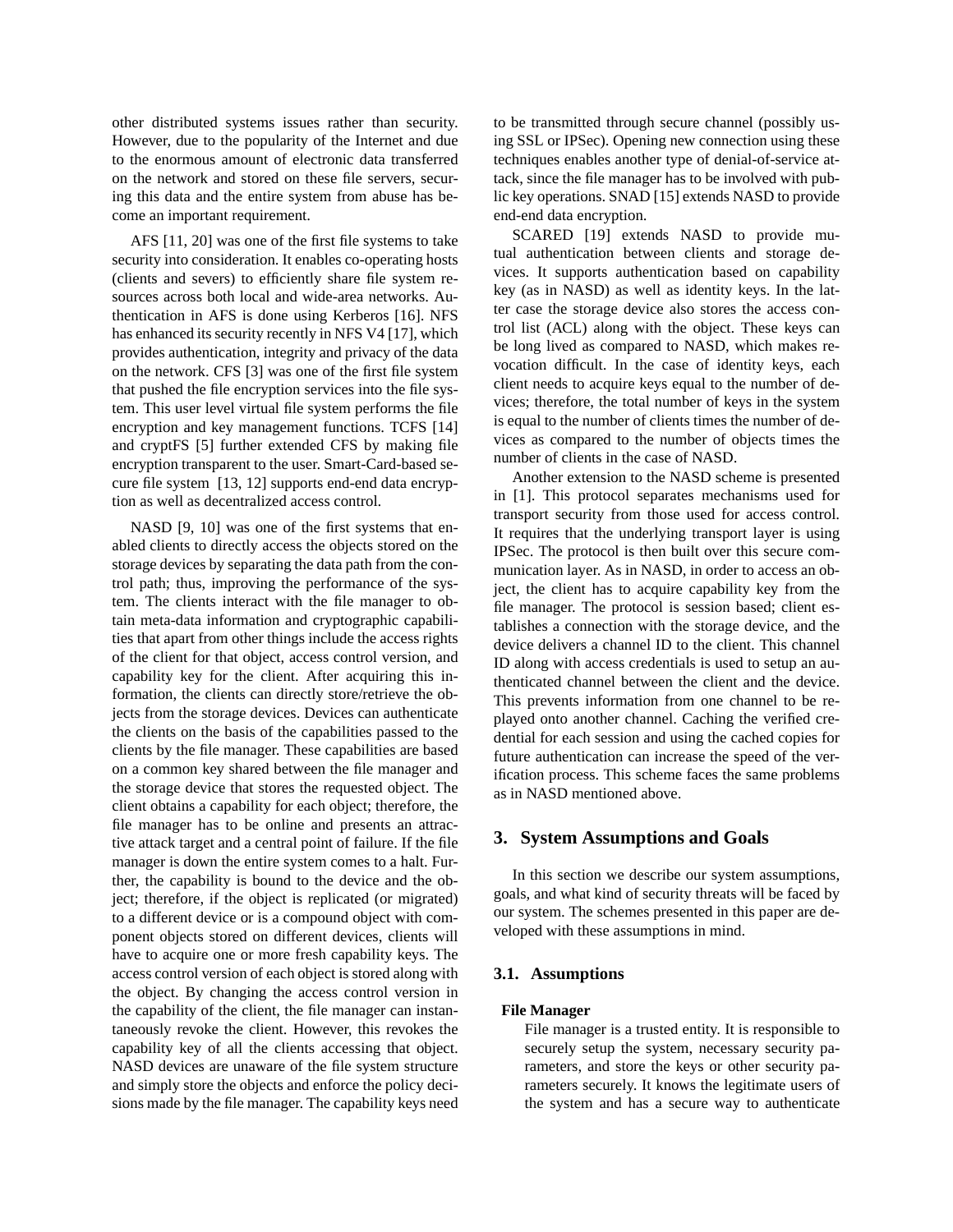other distributed systems issues rather than security. However, due to the popularity of the Internet and due to the enormous amount of electronic data transferred on the network and stored on these file servers, securing this data and the entire system from abuse has become an important requirement.

AFS [11, 20] was one of the first file systems to take security into consideration. It enables co-operating hosts (clients and severs) to efficiently share file system resources across both local and wide-area networks. Authentication in AFS is done using Kerberos [16]. NFS has enhanced its security recently in NFS V4 [17], which provides authentication, integrity and privacy of the data on the network. CFS [3] was one of the first file system that pushed the file encryption services into the file system. This user level virtual file system performs the file encryption and key management functions. TCFS [14] and cryptFS [5] further extended CFS by making file encryption transparent to the user. Smart-Card-based secure file system [13, 12] supports end-end data encryption as well as decentralized access control.

NASD [9, 10] was one of the first systems that enabled clients to directly access the objects stored on the storage devices by separating the data path from the control path; thus, improving the performance of the system. The clients interact with the file manager to obtain meta-data information and cryptographic capabilities that apart from other things include the access rights of the client for that object, access control version, and capability key for the client. After acquiring this information, the clients can directly store/retrieve the objects from the storage devices. Devices can authenticate the clients on the basis of the capabilities passed to the clients by the file manager. These capabilities are based on a common key shared between the file manager and the storage device that stores the requested object. The client obtains a capability for each object; therefore, the file manager has to be online and presents an attractive attack target and a central point of failure. If the file manager is down the entire system comes to a halt. Further, the capability is bound to the device and the object; therefore, if the object is replicated (or migrated) to a different device or is a compound object with component objects stored on different devices, clients will have to acquire one or more fresh capability keys. The access control version of each object is stored along with the object. By changing the access control version in the capability of the client, the file manager can instantaneously revoke the client. However, this revokes the capability key of all the clients accessing that object. NASD devices are unaware of the file system structure and simply store the objects and enforce the policy decisions made by the file manager. The capability keys need to be transmitted through secure channel (possibly using SSL or IPSec). Opening new connection using these techniques enables another type of denial-of-service attack, since the file manager has to be involved with public key operations. SNAD [15] extends NASD to provide end-end data encryption.

SCARED [19] extends NASD to provide mutual authentication between clients and storage devices. It supports authentication based on capability key (as in NASD) as well as identity keys. In the latter case the storage device also stores the access control list (ACL) along with the object. These keys can be long lived as compared to NASD, which makes revocation difficult. In the case of identity keys, each client needs to acquire keys equal to the number of devices; therefore, the total number of keys in the system is equal to the number of clients times the number of devices as compared to the number of objects times the number of clients in the case of NASD.

Another extension to the NASD scheme is presented in [1]. This protocol separates mechanisms used for transport security from those used for access control. It requires that the underlying transport layer is using IPSec. The protocol is then built over this secure communication layer. As in NASD, in order to access an object, the client has to acquire capability key from the file manager. The protocol is session based; client establishes a connection with the storage device, and the device delivers a channel ID to the client. This channel ID along with access credentials is used to setup an authenticated channel between the client and the device. This prevents information from one channel to be replayed onto another channel. Caching the verified credential for each session and using the cached copies for future authentication can increase the speed of the verification process. This scheme faces the same problems as in NASD mentioned above.

## 3. System Assumptions and Goals

In this section we describe our system assumptions, goals, and what kind of security threats will be faced by our system. The schemes presented in this paper are developed with these assumptions in mind.

### 3.1. Assumptions

**File Manager**

File manager is a trusted entity. It is responsible to securely setup the system, necessary security parameters, and store the keys or other security parameters securely. It knows the legitimate users of the system and has a secure way to authenticate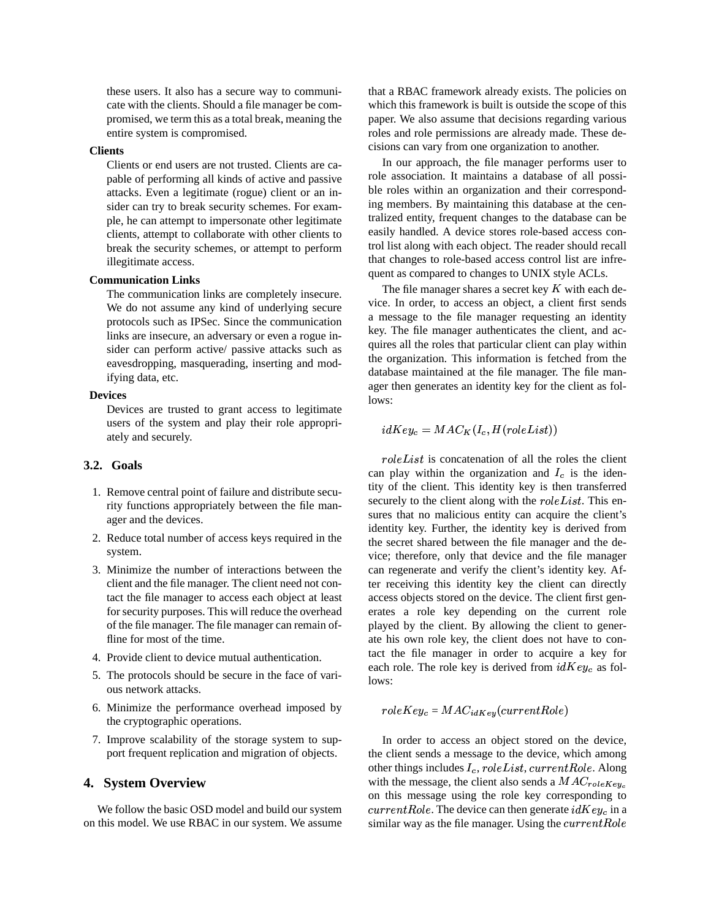these users. It also has a secure way to communicate with the clients. Should a file manager be compromised, we term this as a total break, meaning the entire system is compromised.

**Clients**

Clients or end users are not trusted. Clients are capable of performing all kinds of active and passive attacks. Even a legitimate (rogue) client or an insider can try to break security schemes. For example, he can attempt to impersonate other legitimate clients, attempt to collaborate with other clients to break the security schemes, or attempt to perform illegitimate access.

**Communication Links**

The communication links are completely insecure. We do not assume any kind of underlying secure protocols such as IPSec. Since the communication links are insecure, an adversary or even a rogue insider can perform active/ passive attacks such as eavesdropping, masquerading, inserting and modifying data, etc.

**Devices**

Devices are trusted to grant access to legitimate users of the system and play their role appropriately and securely.

### 3.2. Goals

1. Remove central point of failure and distribute security functions appropriately between the file manager and the devices.
2. Reduce total number of access keys required in the system.
3. Minimize the number of interactions between the client and the file manager. The client need not contact the file manager to access each object at least for security purposes. This will reduce the overhead of the file manager. The file manager can remain offline for most of the time.
4. Provide client to device mutual authentication.
5. The protocols should be secure in the face of various network attacks.
6. Minimize the performance overhead imposed by the cryptographic operations.
7. Improve scalability of the storage system to support frequent replication and migration of objects.

## 4. System Overview

We follow the basic OSD model and build our system on this model. We use RBAC in our system. We assume that a RBAC framework already exists. The policies on which this framework is built is outside the scope of this paper. We also assume that decisions regarding various roles and role permissions are already made. These decisions can vary from one organization to another.

In our approach, the file manager performs user to role association. It maintains a database of all possible roles within an organization and their corresponding members. By maintaining this database at the centralized entity, frequent changes to the database can be easily handled. A device stores role-based access control list along with each object. The reader should recall that changes to role-based access control list are infrequent as compared to changes to UNIX style ACLs.

The file manager shares a secret key $K$ with each device. In order, to access an object, a client first sends a message to the file manager requesting an identity key. The file manager authenticates the client, and acquires all the roles that particular client can play within the organization. This information is fetched from the database maintained at the file manager. The file manager then generates an identity key for the client as follows:

$$idKey_c = MAC_K(I_c, H(roleList))$$

$roleList$ is concatenation of all the roles the client can play within the organization and $I_c$ is the identity of the client. This identity key is then transferred securely to the client along with the $roleList$. This ensures that no malicious entity can acquire the client's identity key. Further, the identity key is derived from the secret shared between the file manager and the device; therefore, only that device and the file manager can regenerate and verify the client's identity key. After receiving this identity key the client can directly access objects stored on the device. The client first generates a role key depending on the current role played by the client. By allowing the client to generate his own role key, the client does not have to contact the file manager in order to acquire a key for each role. The role key is derived from $idKey_c$ as follows:

$$roleKey_c = MAC_{idKey}(currentRole)$$

In order to access an object stored on the device, the client sends a message to the device, which among other things includes $I_c, roleList, currentRole$. Along with the message, the client also sends a $MAC_{roleKey_c}$ on this message using the role key corresponding to $currentRole$. The device can then generate $idKey_c$ in a similar way as the file manager. Using the $currentRole$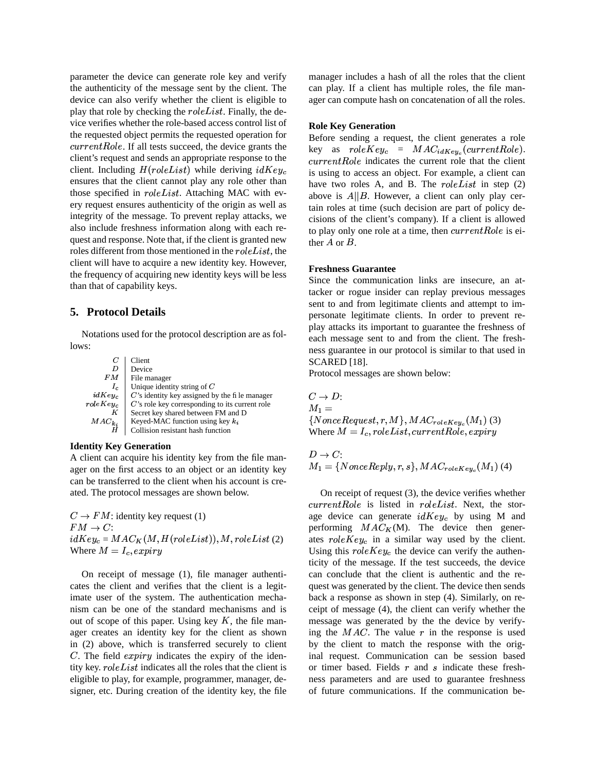parameter the device can generate role key and verify the authenticity of the message sent by the client. The device can also verify whether the client is eligible to play that role by checking the $roleList$. Finally, the device verifies whether the role-based access control list of the requested object permits the requested operation for $currentRole$. If all tests succeed, the device grants the client's request and sends an appropriate response to the client. Including $H(roleList)$ while deriving $idKey_c$ ensures that the client cannot play any role other than those specified in $roleList$. Attaching MAC with every request ensures authenticity of the origin as well as integrity of the message. To prevent replay attacks, we also include freshness information along with each request and response. Note that, if the client is granted new roles different from those mentioned in the $roleList$, the client will have to acquire a new identity key. However, the frequency of acquiring new identity keys will be less than that of capability keys.

## 5. Protocol Details

Notations used for the protocol description are as follows:

| | |
|---|---|
| $C$ | Client |
| $D$ | Device |
| $FM$ | File manager |
| $I_c$ | Unique identity string of $C$ |
| $idKey_c$ | $C$'s identity key assigned by the file manager |
| $roleKey_c$ | $C$'s role key corresponding to its current role |
| $K$ | Secret key shared between FM and D |
| $MAC_{k_i}$ | Keyed-MAC function using key $k_i$ |
| $H$ | Collision resistant hash function |

**Identity Key Generation**

A client can acquire his identity key from the file manager on the first access to an object or an identity key can be transferred to the client when his account is created. The protocol messages are shown below.

$C \rightarrow FM$: identity key request (1)
$FM \rightarrow C$:
$idKey_c = MAC_K(M, H(roleList)), M, roleList$ (2)
Where $M = I_c, expiry$

On receipt of message (1), file manager authenticates the client and verifies that the client is a legitimate user of the system. The authentication mechanism can be one of the standard mechanisms and is out of scope of this paper. Using key $K$, the file manager creates an identity key for the client as shown in (2) above, which is transferred securely to client $C$. The field $expiry$ indicates the expiry of the identity key. $roleList$ indicates all the roles that the client is eligible to play, for example, programmer, manager, designer, etc. During creation of the identity key, the file manager includes a hash of all the roles that the client can play. If a client has multiple roles, the file manager can compute hash on concatenation of all the roles.

**Role Key Generation**

Before sending a request, the client generates a role key as $roleKey_c = MAC_{idKey_c}(currentRole)$. $currentRole$ indicates the current role that the client is using to access an object. For example, a client can have two roles A, and B. The $roleList$ in step (2) above is $A||B$. However, a client can only play certain roles at time (such decision are part of policy decisions of the client's company). If a client is allowed to play only one role at a time, then $currentRole$ is either $A$ or $B$.

**Freshness Guarantee**

Since the communication links are insecure, an attacker or rogue insider can replay previous messages sent to and from legitimate clients and attempt to impersonate legitimate clients. In order to prevent replay attacks its important to guarantee the freshness of each message sent to and from the client. The freshness guarantee in our protocol is similar to that used in SCARED [18].
Protocol messages are shown below:

$C \rightarrow D$:
$M_1 =$
$\{NonceRequest, r, M\}, MAC_{roleKey_c}(M_1)$ (3)
Where $M = I_c, roleList, currentRole, expiry$

$D \rightarrow C$:
$M_1 = \{NonceReply, r, s\}, MAC_{roleKey_c}(M_1)$ (4)

On receipt of request (3), the device verifies whether $currentRole$ is listed in $roleList$. Next, the storage device can generate $idKey_c$ by using M and performing $MAC_K$(M). The device then generates $roleKey_c$ in a similar way used by the client. Using this $roleKey_c$ the device can verify the authenticity of the message. If the test succeeds, the device can conclude that the client is authentic and the request was generated by the client. The device then sends back a response as shown in step (4). Similarly, on receipt of message (4), the client can verify whether the message was generated by the the device by verifying the $MAC$. The value $r$ in the response is used by the client to match the response with the original request. Communication can be session based or timer based. Fields $r$ and $s$ indicate these freshness parameters and are used to guarantee freshness of future communications. If the communication be-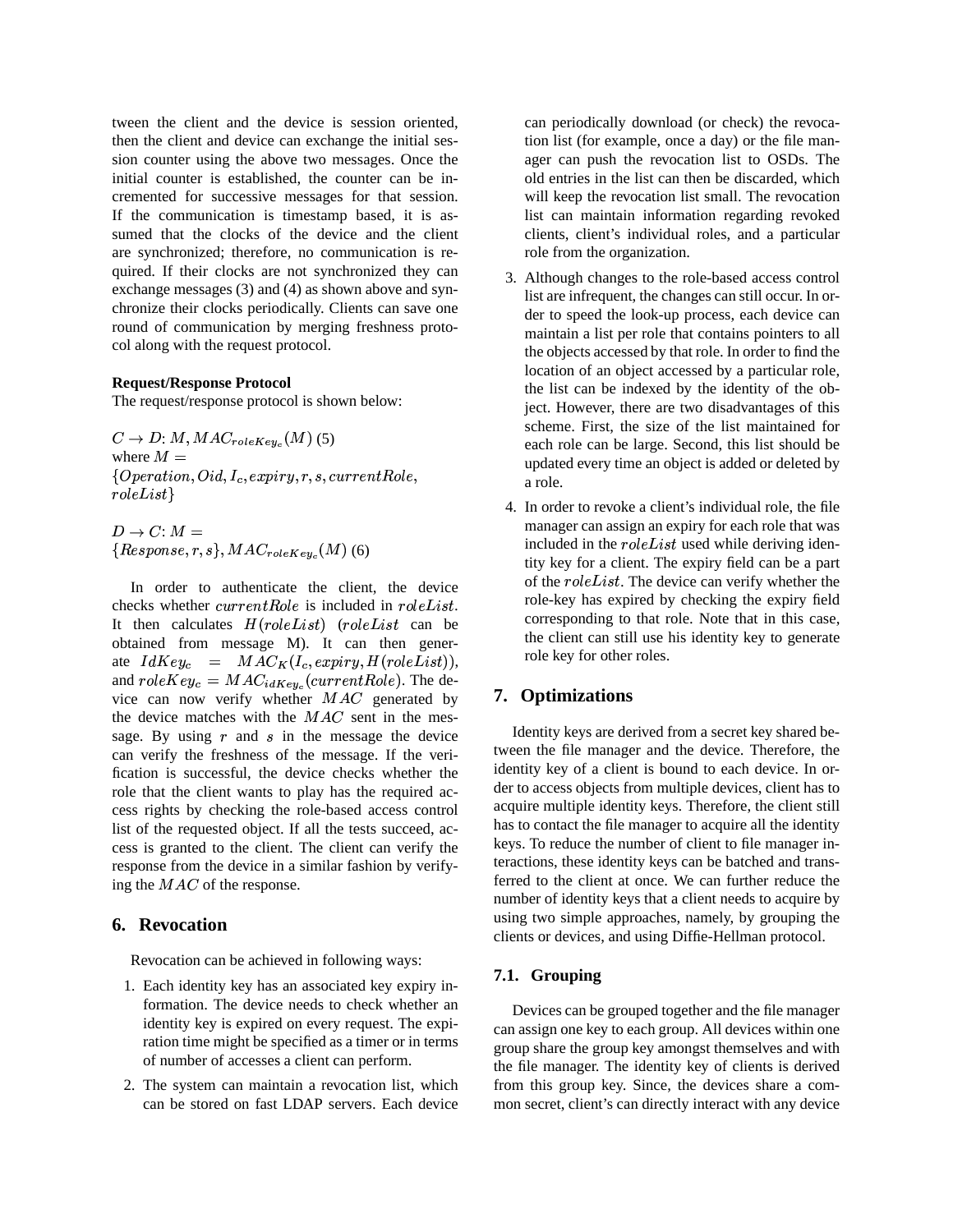tween the client and the device is session oriented, then the client and device can exchange the initial session counter using the above two messages. Once the initial counter is established, the counter can be incremented for successive messages for that session. If the communication is timestamp based, it is assumed that the clocks of the device and the client are synchronized; therefore, no communication is required. If their clocks are not synchronized they can exchange messages (3) and (4) as shown above and synchronize their clocks periodically. Clients can save one round of communication by merging freshness protocol along with the request protocol.

**Request/Response Protocol**
The request/response protocol is shown below:

$C \rightarrow D$: $M, MAC_{roleKey_c}(M)$ (5)
where $M =$
$\{Operation, Oid, I_c, expiry, r, s, currentRole, roleList\}$

$D \rightarrow C$: $M =$
$\{Response, r, s\}, MAC_{roleKey_c}(M)$ (6)

In order to authenticate the client, the device checks whether $currentRole$ is included in $roleList$. It then calculates $H(roleList)$ ($roleList$ can be obtained from message M). It can then generate $IdKey_c = MAC_K(I_c, expiry, H(roleList))$, and $roleKey_c = MAC_{idKey_c}(currentRole)$. The device can now verify whether $MAC$ generated by the device matches with the $MAC$ sent in the message. By using $r$ and $s$ in the message the device can verify the freshness of the message. If the verification is successful, the device checks whether the role that the client wants to play has the required access rights by checking the role-based access control list of the requested object. If all the tests succeed, access is granted to the client. The client can verify the response from the device in a similar fashion by verifying the $MAC$ of the response.

## 6. Revocation

Revocation can be achieved in following ways:

1. Each identity key has an associated key expiry information. The device needs to check whether an identity key is expired on every request. The expiration time might be specified as a timer or in terms of number of accesses a client can perform.
2. The system can maintain a revocation list, which can be stored on fast LDAP servers. Each device can periodically download (or check) the revocation list (for example, once a day) or the file manager can push the revocation list to OSDs. The old entries in the list can then be discarded, which will keep the revocation list small. The revocation list can maintain information regarding revoked clients, client's individual roles, and a particular role from the organization.
3. Although changes to the role-based access control list are infrequent, the changes can still occur. In order to speed the look-up process, each device can maintain a list per role that contains pointers to all the objects accessed by that role. In order to find the location of an object accessed by a particular role, the list can be indexed by the identity of the object. However, there are two disadvantages of this scheme. First, the size of the list maintained for each role can be large. Second, this list should be updated every time an object is added or deleted by a role.
4. In order to revoke a client's individual role, the file manager can assign an expiry for each role that was included in the $roleList$ used while deriving identity key for a client. The expiry field can be a part of the $roleList$. The device can verify whether the role-key has expired by checking the expiry field corresponding to that role. Note that in this case, the client can still use his identity key to generate role key for other roles.

## 7. Optimizations

Identity keys are derived from a secret key shared between the file manager and the device. Therefore, the identity key of a client is bound to each device. In order to access objects from multiple devices, client has to acquire multiple identity keys. Therefore, the client still has to contact the file manager to acquire all the identity keys. To reduce the number of client to file manager interactions, these identity keys can be batched and transferred to the client at once. We can further reduce the number of identity keys that a client needs to acquire by using two simple approaches, namely, by grouping the clients or devices, and using Diffie-Hellman protocol.

### 7.1. Grouping

Devices can be grouped together and the file manager can assign one key to each group. All devices within one group share the group key amongst themselves and with the file manager. The identity key of clients is derived from this group key. Since, the devices share a common secret, client's can directly interact with any device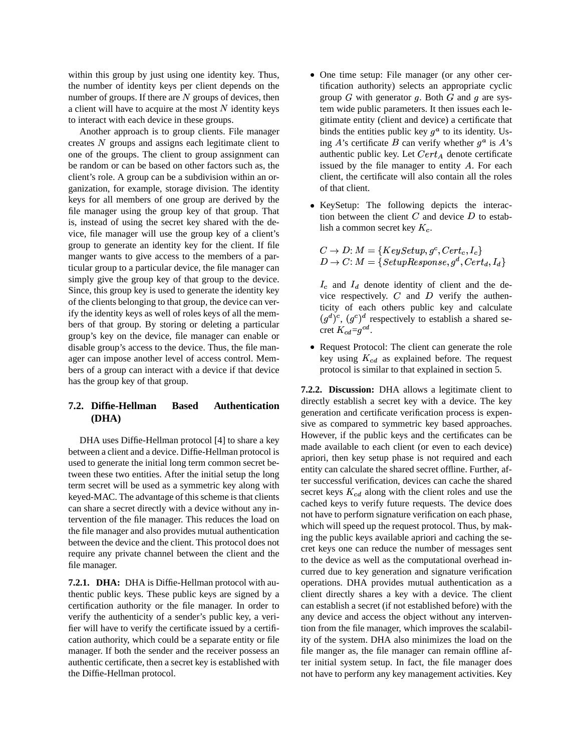within this group by just using one identity key. Thus, the number of identity keys per client depends on the number of groups. If there are $N$ groups of devices, then a client will have to acquire at the most $N$ identity keys to interact with each device in these groups.

Another approach is to group clients. File manager creates $N$ groups and assigns each legitimate client to one of the groups. The client to group assignment can be random or can be based on other factors such as, the client's role. A group can be a subdivision within an organization, for example, storage division. The identity keys for all members of one group are derived by the file manager using the group key of that group. That is, instead of using the secret key shared with the device, file manager will use the group key of a client's group to generate an identity key for the client. If file manger wants to give access to the members of a particular group to a particular device, the file manager can simply give the group key of that group to the device. Since, this group key is used to generate the identity key of the clients belonging to that group, the device can verify the identity keys as well of roles keys of all the members of that group. By storing or deleting a particular group's key on the device, file manager can enable or disable group's access to the device. Thus, the file manager can impose another level of access control. Members of a group can interact with a device if that device has the group key of that group.

## 7.2. Diffie-Hellman Based Authentication (DHA)

DHA uses Diffie-Hellman protocol [4] to share a key between a client and a device. Diffie-Hellman protocol is used to generate the initial long term common secret between these two entities. After the initial setup the long term secret will be used as a symmetric key along with keyed-MAC. The advantage of this scheme is that clients can share a secret directly with a device without any intervention of the file manager. This reduces the load on the file manager and also provides mutual authentication between the device and the client. This protocol does not require any private channel between the client and the file manager.

**7.2.1. DHA:** DHA is Diffie-Hellman protocol with authentic public keys. These public keys are signed by a certification authority or the file manager. In order to verify the authenticity of a sender's public key, a verifier will have to verify the certificate issued by a certification authority, which could be a separate entity or file manager. If both the sender and the receiver possess an authentic certificate, then a secret key is established with the Diffie-Hellman protocol.

- One time setup: File manager (or any other certification authority) selects an appropriate cyclic group $G$ with generator $g$. Both $G$ and $g$ are system wide public parameters. It then issues each legitimate entity (client and device) a certificate that binds the entities public key $g^a$ to its identity. Using $A$'s certificate $B$ can verify whether $g^a$ is $A$'s authentic public key. Let $Cert_A$ denote certificate issued by the file manager to entity $A$. For each client, the certificate will also contain all the roles of that client.

- KeySetup: The following depicts the interaction between the client $C$ and device $D$ to establish a common secret key $K_c$.

  $C \rightarrow D$: $M = \{KeySetup, g^c, Cert_c, I_c\}$
  $D \rightarrow C$: $M = \{SetupResponse, g^d, Cert_d, I_d\}$

  $I_c$ and $I_d$ denote identity of client and the device respectively. $C$ and $D$ verify the authenticity of each others public key and calculate $(g^d)^c$, $(g^c)^d$ respectively to establish a shared secret $K_{cd}$=$g^{cd}$.

- Request Protocol: The client can generate the role key using $K_{cd}$ as explained before. The request protocol is similar to that explained in section 5.

**7.2.2. Discussion:** DHA allows a legitimate client to directly establish a secret key with a device. The key generation and certificate verification process is expensive as compared to symmetric key based approaches. However, if the public keys and the certificates can be made available to each client (or even to each device) apriori, then key setup phase is not required and each entity can calculate the shared secret offline. Further, after successful verification, devices can cache the shared secret keys $K_{cd}$ along with the client roles and use the cached keys to verify future requests. The device does not have to perform signature verification on each phase, which will speed up the request protocol. Thus, by making the public keys available apriori and caching the secret keys one can reduce the number of messages sent to the device as well as the computational overhead incurred due to key generation and signature verification operations. DHA provides mutual authentication as a client directly shares a key with a device. The client can establish a secret (if not established before) with the any device and access the object without any intervention from the file manager, which improves the scalability of the system. DHA also minimizes the load on the file manger as, the file manager can remain offline after initial system setup. In fact, the file manager does not have to perform any key management activities. Key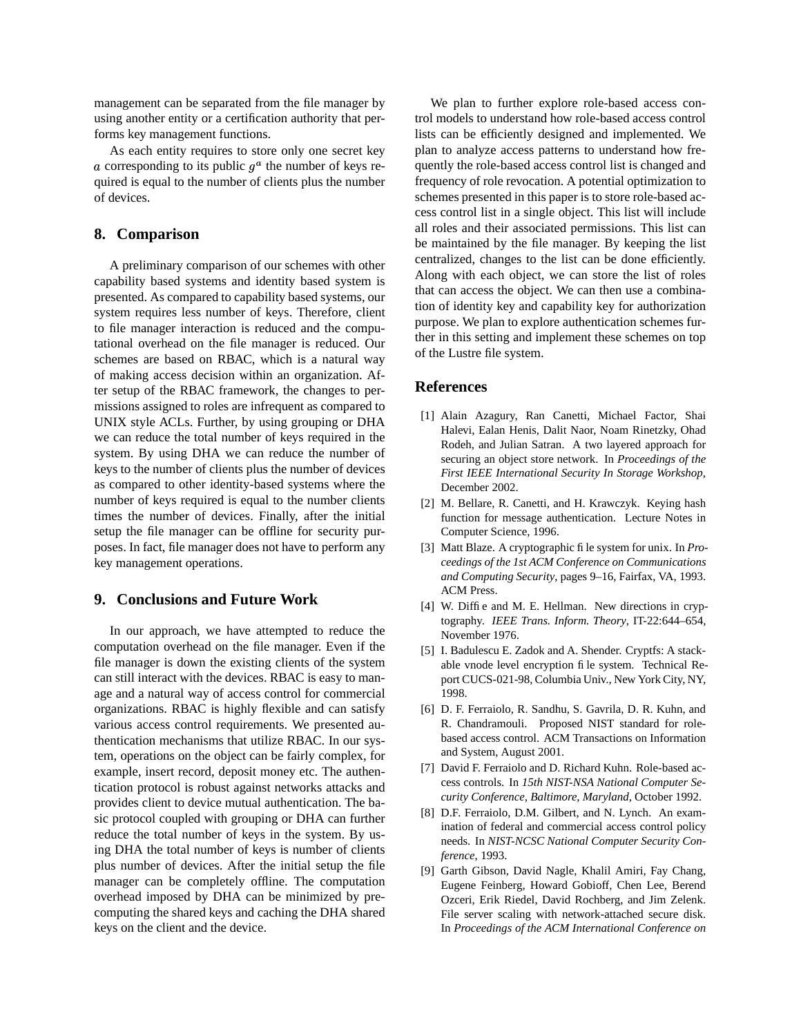management can be separated from the file manager by using another entity or a certification authority that performs key management functions.

As each entity requires to store only one secret key $a$ corresponding to its public $g^a$ the number of keys required is equal to the number of clients plus the number of devices.

## 8. Comparison

A preliminary comparison of our schemes with other capability based systems and identity based system is presented. As compared to capability based systems, our system requires less number of keys. Therefore, client to file manager interaction is reduced and the computational overhead on the file manager is reduced. Our schemes are based on RBAC, which is a natural way of making access decision within an organization. After setup of the RBAC framework, the changes to permissions assigned to roles are infrequent as compared to UNIX style ACLs. Further, by using grouping or DHA we can reduce the total number of keys required in the system. By using DHA we can reduce the number of keys to the number of clients plus the number of devices as compared to other identity-based systems where the number of keys required is equal to the number clients times the number of devices. Finally, after the initial setup the file manager can be offline for security purposes. In fact, file manager does not have to perform any key management operations.

## 9. Conclusions and Future Work

In our approach, we have attempted to reduce the computation overhead on the file manager. Even if the file manager is down the existing clients of the system can still interact with the devices. RBAC is easy to manage and a natural way of access control for commercial organizations. RBAC is highly flexible and can satisfy various access control requirements. We presented authentication mechanisms that utilize RBAC. In our system, operations on the object can be fairly complex, for example, insert record, deposit money etc. The authentication protocol is robust against networks attacks and provides client to device mutual authentication. The basic protocol coupled with grouping or DHA can further reduce the total number of keys in the system. By using DHA the total number of keys is number of clients plus number of devices. After the initial setup the file manager can be completely offline. The computation overhead imposed by DHA can be minimized by precomputing the shared keys and caching the DHA shared keys on the client and the device.

We plan to further explore role-based access control models to understand how role-based access control lists can be efficiently designed and implemented. We plan to analyze access patterns to understand how frequently the role-based access control list is changed and frequency of role revocation. A potential optimization to schemes presented in this paper is to store role-based access control list in a single object. This list will include all roles and their associated permissions. This list can be maintained by the file manager. By keeping the list centralized, changes to the list can be done efficiently. Along with each object, we can store the list of roles that can access the object. We can then use a combination of identity key and capability key for authorization purpose. We plan to explore authentication schemes further in this setting and implement these schemes on top of the Lustre file system.

## References

[1] Alain Azagury, Ran Canetti, Michael Factor, Shai Halevi, Ealan Henis, Dalit Naor, Noam Rinetzky, Ohad Rodeh, and Julian Satran. A two layered approach for securing an object store network. In *Proceedings of the First IEEE International Security In Storage Workshop*, December 2002.

[2] M. Bellare, R. Canetti, and H. Krawczyk. Keying hash function for message authentication. Lecture Notes in Computer Science, 1996.

[3] Matt Blaze. A cryptographic file system for unix. In *Proceedings of the 1st ACM Conference on Communications and Computing Security*, pages 9–16, Fairfax, VA, 1993. ACM Press.

[4] W. Diffie and M. E. Hellman. New directions in cryptography. *IEEE Trans. Inform. Theory*, IT-22:644–654, November 1976.

[5] I. Badulescu E. Zadok and A. Shender. Cryptfs: A stackable vnode level encryption file system. Technical Report CUCS-021-98, Columbia Univ., New York City, NY, 1998.

[6] D. F. Ferraiolo, R. Sandhu, S. Gavrila, D. R. Kuhn, and R. Chandramouli. Proposed NIST standard for role-based access control. ACM Transactions on Information and System, August 2001.

[7] David F. Ferraiolo and D. Richard Kuhn. Role-based access controls. In *15th NIST-NSA National Computer Security Conference, Baltimore, Maryland*, October 1992.

[8] D.F. Ferraiolo, D.M. Gilbert, and N. Lynch. An examination of federal and commercial access control policy needs. In *NIST-NCSC National Computer Security Conference*, 1993.

[9] Garth Gibson, David Nagle, Khalil Amiri, Fay Chang, Eugene Feinberg, Howard Gobioff, Chen Lee, Berend Ozceri, Erik Riedel, David Rochberg, and Jim Zelenk. File server scaling with network-attached secure disk. In *Proceedings of the ACM International Conference on*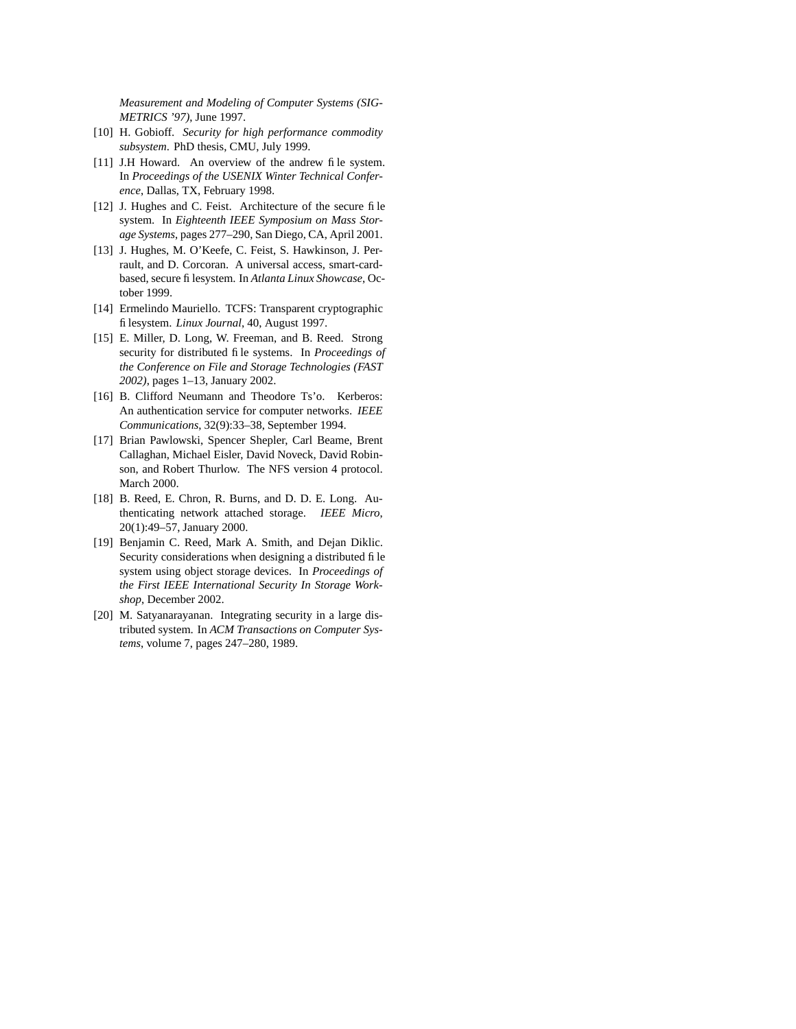*Measurement and Modeling of Computer Systems (SIGMETRICS '97)*, June 1997.

[10] H. Gobioff. *Security for high performance commodity subsystem*. PhD thesis, CMU, July 1999.

[11] J.H Howard. An overview of the andrew file system. In *Proceedings of the USENIX Winter Technical Conference*, Dallas, TX, February 1998.

[12] J. Hughes and C. Feist. Architecture of the secure file system. In *Eighteenth IEEE Symposium on Mass Storage Systems*, pages 277–290, San Diego, CA, April 2001.

[13] J. Hughes, M. O'Keefe, C. Feist, S. Hawkinson, J. Perrault, and D. Corcoran. A universal access, smart-card-based, secure filesystem. In *Atlanta Linux Showcase*, October 1999.

[14] Ermelindo Mauriello. TCFS: Transparent cryptographic filesystem. *Linux Journal*, 40, August 1997.

[15] E. Miller, D. Long, W. Freeman, and B. Reed. Strong security for distributed file systems. In *Proceedings of the Conference on File and Storage Technologies (FAST 2002)*, pages 1–13, January 2002.

[16] B. Clifford Neumann and Theodore Ts'o. Kerberos: An authentication service for computer networks. *IEEE Communications*, 32(9):33–38, September 1994.

[17] Brian Pawlowski, Spencer Shepler, Carl Beame, Brent Callaghan, Michael Eisler, David Noveck, David Robinson, and Robert Thurlow. The NFS version 4 protocol. March 2000.

[18] B. Reed, E. Chron, R. Burns, and D. D. E. Long. Authenticating network attached storage. *IEEE Micro*, 20(1):49–57, January 2000.

[19] Benjamin C. Reed, Mark A. Smith, and Dejan Diklic. Security considerations when designing a distributed file system using object storage devices. In *Proceedings of the First IEEE International Security In Storage Workshop*, December 2002.

[20] M. Satyanarayanan. Integrating security in a large distributed system. In *ACM Transactions on Computer Systems*, volume 7, pages 247–280, 1989.